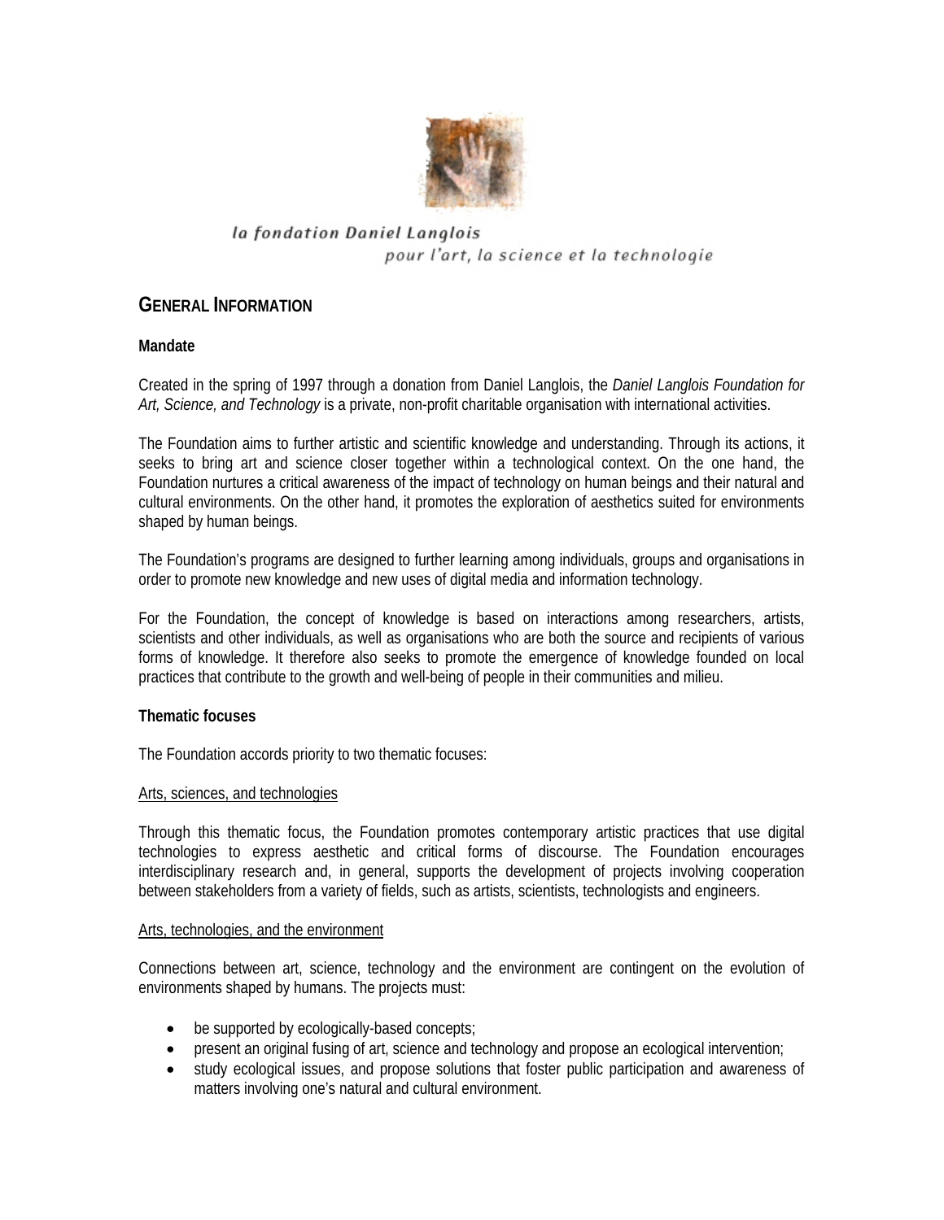la fondation Daniel Langlois
pour l'art, la science et la technologie

# GENERAL INFORMATION

### Mandate

Created in the spring of 1997 through a donation from Daniel Langlois, the *Daniel Langlois Foundation for Art, Science, and Technology* is a private, non-profit charitable organisation with international activities.

The Foundation aims to further artistic and scientific knowledge and understanding. Through its actions, it seeks to bring art and science closer together within a technological context. On the one hand, the Foundation nurtures a critical awareness of the impact of technology on human beings and their natural and cultural environments. On the other hand, it promotes the exploration of aesthetics suited for environments shaped by human beings.

The Foundation's programs are designed to further learning among individuals, groups and organisations in order to promote new knowledge and new uses of digital media and information technology.

For the Foundation, the concept of knowledge is based on interactions among researchers, artists, scientists and other individuals, as well as organisations who are both the source and recipients of various forms of knowledge. It therefore also seeks to promote the emergence of knowledge founded on local practices that contribute to the growth and well-being of people in their communities and milieu.

### Thematic focuses

The Foundation accords priority to two thematic focuses:

<u>Arts, sciences, and technologies</u>

Through this thematic focus, the Foundation promotes contemporary artistic practices that use digital technologies to express aesthetic and critical forms of discourse. The Foundation encourages interdisciplinary research and, in general, supports the development of projects involving cooperation between stakeholders from a variety of fields, such as artists, scientists, technologists and engineers.

<u>Arts, technologies, and the environment</u>

Connections between art, science, technology and the environment are contingent on the evolution of environments shaped by humans. The projects must:

- be supported by ecologically-based concepts;
- present an original fusing of art, science and technology and propose an ecological intervention;
- study ecological issues, and propose solutions that foster public participation and awareness of matters involving one's natural and cultural environment.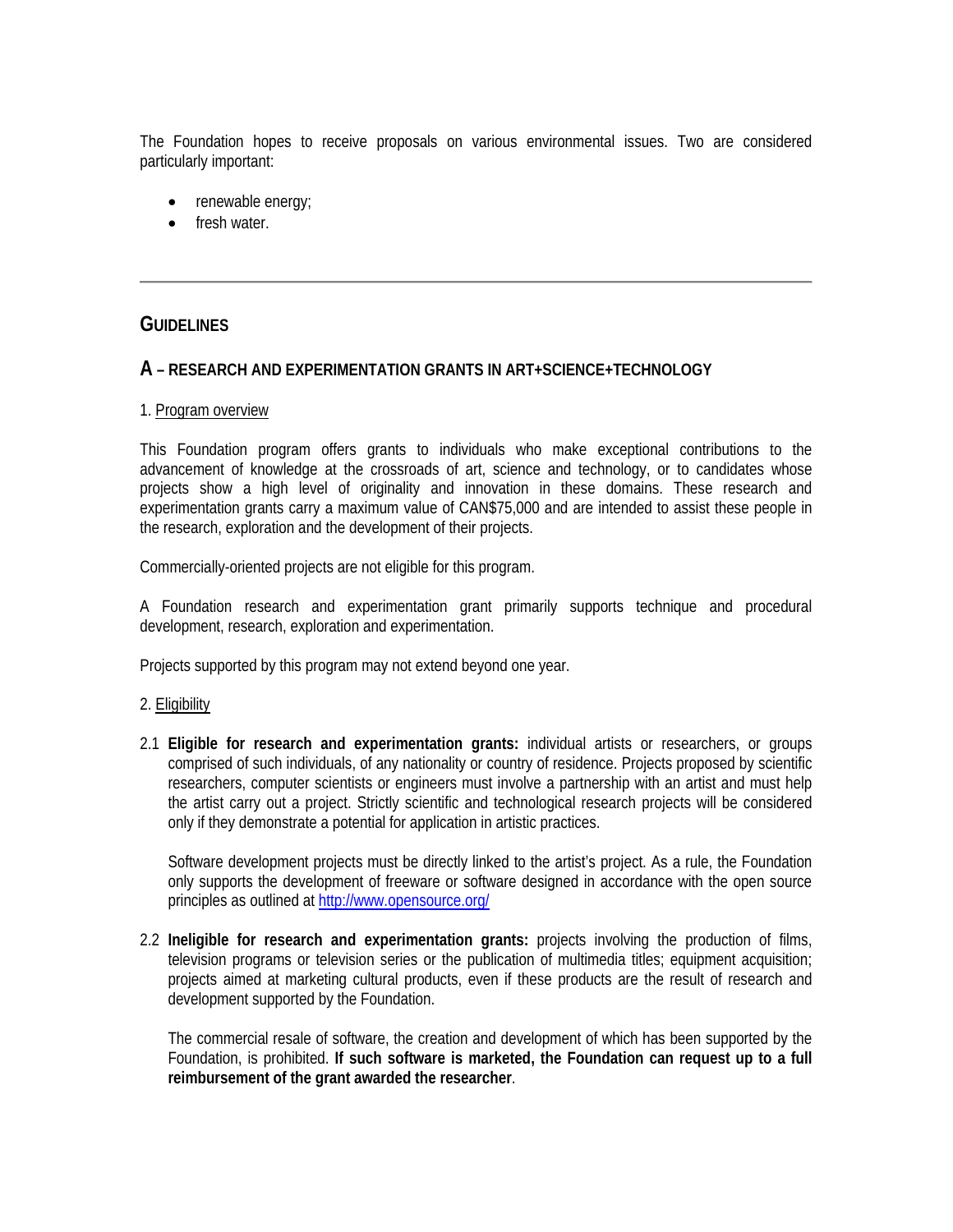The Foundation hopes to receive proposals on various environmental issues. Two are considered particularly important:

- renewable energy;
- fresh water.

---

## GUIDELINES

### A – RESEARCH AND EXPERIMENTATION GRANTS IN ART+SCIENCE+TECHNOLOGY

1. Program overview

This Foundation program offers grants to individuals who make exceptional contributions to the advancement of knowledge at the crossroads of art, science and technology, or to candidates whose projects show a high level of originality and innovation in these domains. These research and experimentation grants carry a maximum value of CAN$75,000 and are intended to assist these people in the research, exploration and the development of their projects.

Commercially-oriented projects are not eligible for this program.

A Foundation research and experimentation grant primarily supports technique and procedural development, research, exploration and experimentation.

Projects supported by this program may not extend beyond one year.

2. Eligibility

2.1 **Eligible for research and experimentation grants:** individual artists or researchers, or groups comprised of such individuals, of any nationality or country of residence. Projects proposed by scientific researchers, computer scientists or engineers must involve a partnership with an artist and must help the artist carry out a project. Strictly scientific and technological research projects will be considered only if they demonstrate a potential for application in artistic practices.

Software development projects must be directly linked to the artist's project. As a rule, the Foundation only supports the development of freeware or software designed in accordance with the open source principles as outlined at http://www.opensource.org/

2.2 **Ineligible for research and experimentation grants:** projects involving the production of films, television programs or television series or the publication of multimedia titles; equipment acquisition; projects aimed at marketing cultural products, even if these products are the result of research and development supported by the Foundation.

The commercial resale of software, the creation and development of which has been supported by the Foundation, is prohibited. **If such software is marketed, the Foundation can request up to a full reimbursement of the grant awarded the researcher**.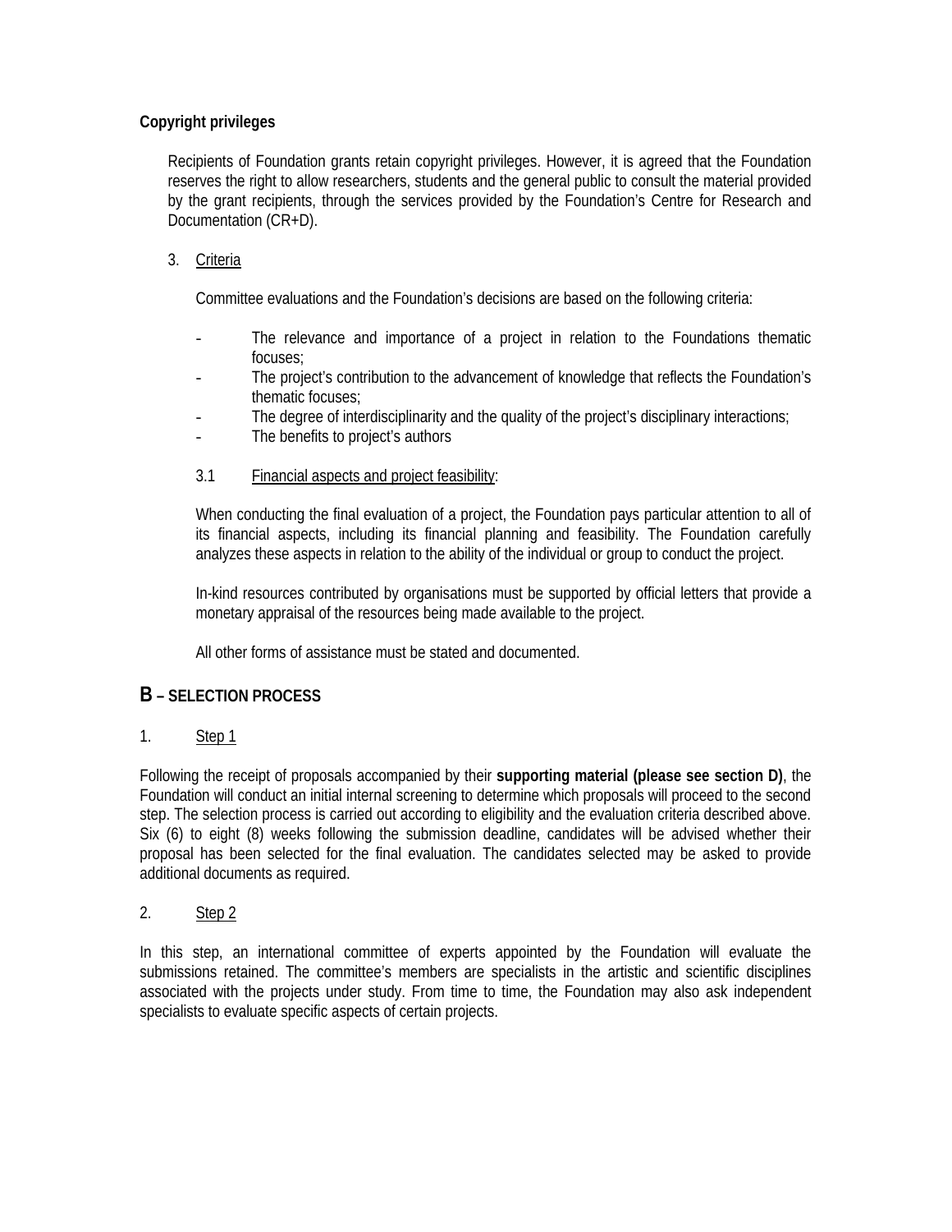**Copyright privileges**

Recipients of Foundation grants retain copyright privileges. However, it is agreed that the Foundation reserves the right to allow researchers, students and the general public to consult the material provided by the grant recipients, through the services provided by the Foundation's Centre for Research and Documentation (CR+D).

3. Criteria

Committee evaluations and the Foundation's decisions are based on the following criteria:

- The relevance and importance of a project in relation to the Foundations thematic focuses;
- The project's contribution to the advancement of knowledge that reflects the Foundation's thematic focuses;
- The degree of interdisciplinarity and the quality of the project's disciplinary interactions;
- The benefits to project's authors

3.1 Financial aspects and project feasibility:

When conducting the final evaluation of a project, the Foundation pays particular attention to all of its financial aspects, including its financial planning and feasibility. The Foundation carefully analyzes these aspects in relation to the ability of the individual or group to conduct the project.

In-kind resources contributed by organisations must be supported by official letters that provide a monetary appraisal of the resources being made available to the project.

All other forms of assistance must be stated and documented.

## B – SELECTION PROCESS

1. Step 1

Following the receipt of proposals accompanied by their **supporting material (please see section D)**, the Foundation will conduct an initial internal screening to determine which proposals will proceed to the second step. The selection process is carried out according to eligibility and the evaluation criteria described above. Six (6) to eight (8) weeks following the submission deadline, candidates will be advised whether their proposal has been selected for the final evaluation. The candidates selected may be asked to provide additional documents as required.

2. Step 2

In this step, an international committee of experts appointed by the Foundation will evaluate the submissions retained. The committee's members are specialists in the artistic and scientific disciplines associated with the projects under study. From time to time, the Foundation may also ask independent specialists to evaluate specific aspects of certain projects.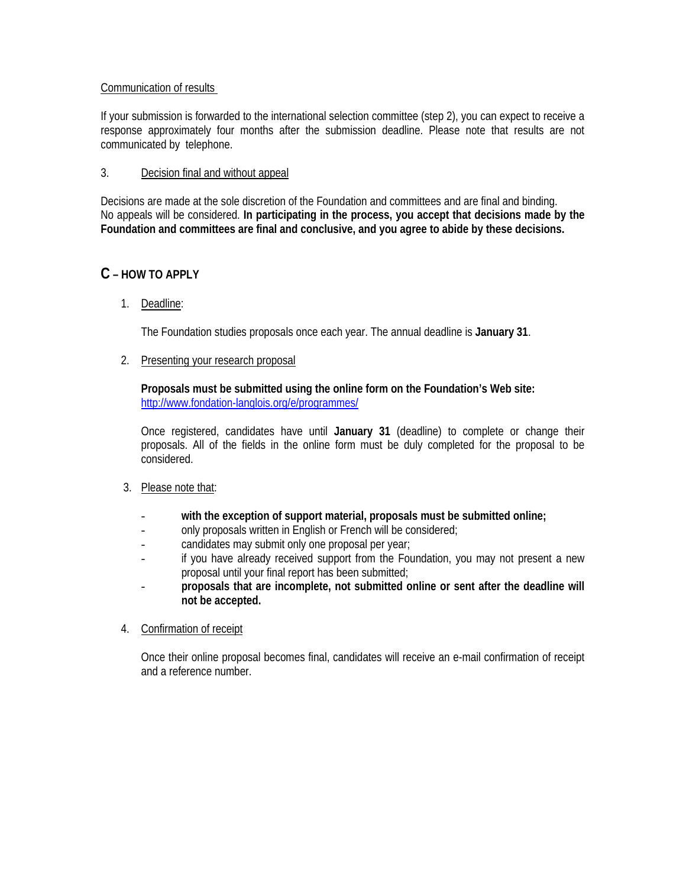Communication of results

If your submission is forwarded to the international selection committee (step 2), you can expect to receive a response approximately four months after the submission deadline. Please note that results are not communicated by telephone.

3. Decision final and without appeal

Decisions are made at the sole discretion of the Foundation and committees and are final and binding. No appeals will be considered. **In participating in the process, you accept that decisions made by the Foundation and committees are final and conclusive, and you agree to abide by these decisions.**

## C – HOW TO APPLY

1. Deadline:

   The Foundation studies proposals once each year. The annual deadline is **January 31**.

2. Presenting your research proposal

   **Proposals must be submitted using the online form on the Foundation's Web site:**
   http://www.fondation-langlois.org/e/programmes/

   Once registered, candidates have until **January 31** (deadline) to complete or change their proposals. All of the fields in the online form must be duly completed for the proposal to be considered.

3. Please note that:

   - **with the exception of support material, proposals must be submitted online;**
   - only proposals written in English or French will be considered;
   - candidates may submit only one proposal per year;
   - if you have already received support from the Foundation, you may not present a new proposal until your final report has been submitted;
   - **proposals that are incomplete, not submitted online or sent after the deadline will not be accepted.**

4. Confirmation of receipt

   Once their online proposal becomes final, candidates will receive an e-mail confirmation of receipt and a reference number.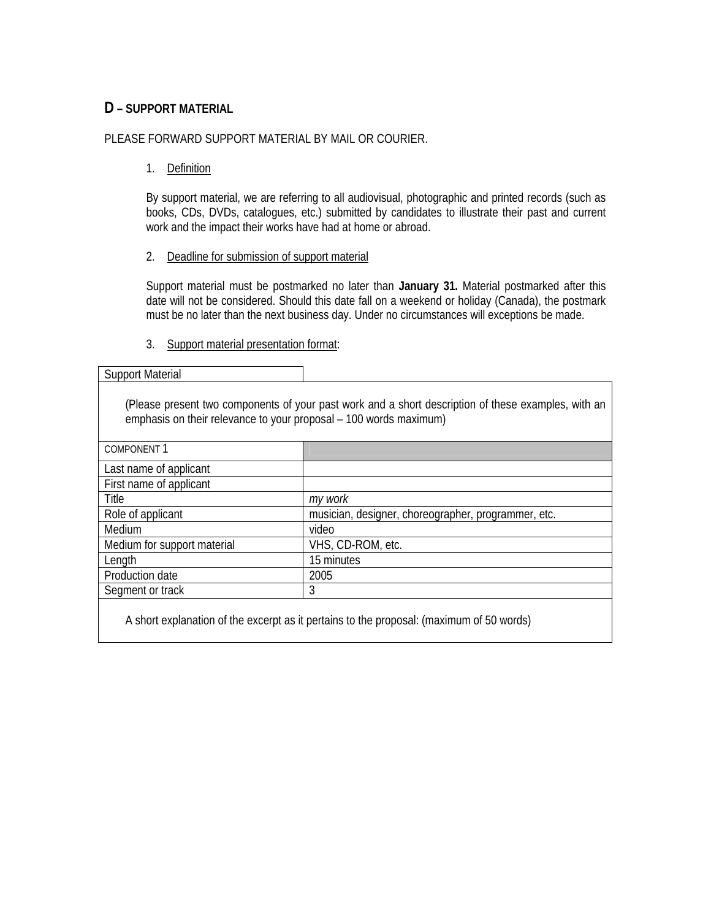## D – SUPPORT MATERIAL

PLEASE FORWARD SUPPORT MATERIAL BY MAIL OR COURIER.

1. Definition

   By support material, we are referring to all audiovisual, photographic and printed records (such as books, CDs, DVDs, catalogues, etc.) submitted by candidates to illustrate their past and current work and the impact their works have had at home or abroad.

2. Deadline for submission of support material

   Support material must be postmarked no later than **January 31.** Material postmarked after this date will not be considered. Should this date fall on a weekend or holiday (Canada), the postmark must be no later than the next business day. Under no circumstances will exceptions be made.

3. Support material presentation format:

| Support Material | |
|---|---|
| (Please present two components of your past work and a short description of these examples, with an emphasis on their relevance to your proposal – 100 words maximum) | |
| COMPONENT 1 | |
| Last name of applicant | |
| First name of applicant | |
| Title | *my work* |
| Role of applicant | musician, designer, choreographer, programmer, etc. |
| Medium | video |
| Medium for support material | VHS, CD-ROM, etc. |
| Length | 15 minutes |
| Production date | 2005 |
| Segment or track | 3 |
| A short explanation of the excerpt as it pertains to the proposal: (maximum of 50 words) | |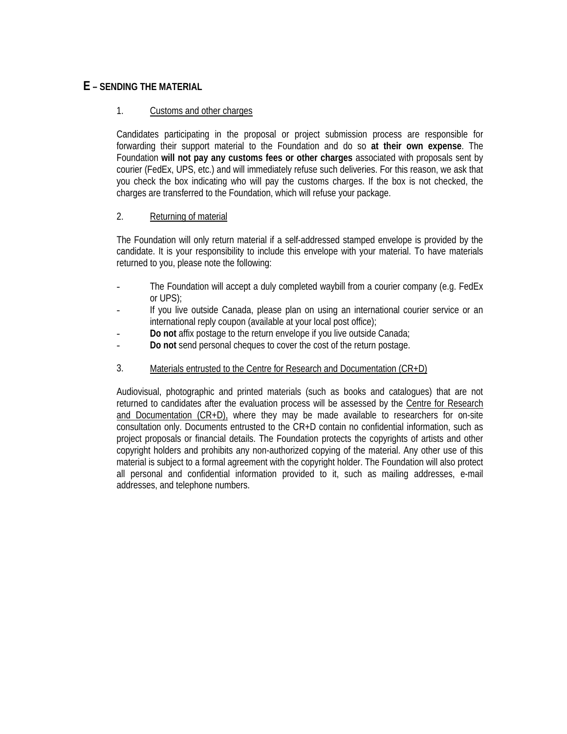## E – SENDING THE MATERIAL

1. Customs and other charges

Candidates participating in the proposal or project submission process are responsible for forwarding their support material to the Foundation and do so **at their own expense**. The Foundation **will not pay any customs fees or other charges** associated with proposals sent by courier (FedEx, UPS, etc.) and will immediately refuse such deliveries. For this reason, we ask that you check the box indicating who will pay the customs charges. If the box is not checked, the charges are transferred to the Foundation, which will refuse your package.

2. Returning of material

The Foundation will only return material if a self-addressed stamped envelope is provided by the candidate. It is your responsibility to include this envelope with your material. To have materials returned to you, please note the following:

- The Foundation will accept a duly completed waybill from a courier company (e.g. FedEx or UPS);
- If you live outside Canada, please plan on using an international courier service or an international reply coupon (available at your local post office);
- **Do not** affix postage to the return envelope if you live outside Canada;
- **Do not** send personal cheques to cover the cost of the return postage.

3. Materials entrusted to the Centre for Research and Documentation (CR+D)

Audiovisual, photographic and printed materials (such as books and catalogues) that are not returned to candidates after the evaluation process will be assessed by the Centre for Research and Documentation (CR+D), where they may be made available to researchers for on-site consultation only. Documents entrusted to the CR+D contain no confidential information, such as project proposals or financial details. The Foundation protects the copyrights of artists and other copyright holders and prohibits any non-authorized copying of the material. Any other use of this material is subject to a formal agreement with the copyright holder. The Foundation will also protect all personal and confidential information provided to it, such as mailing addresses, e-mail addresses, and telephone numbers.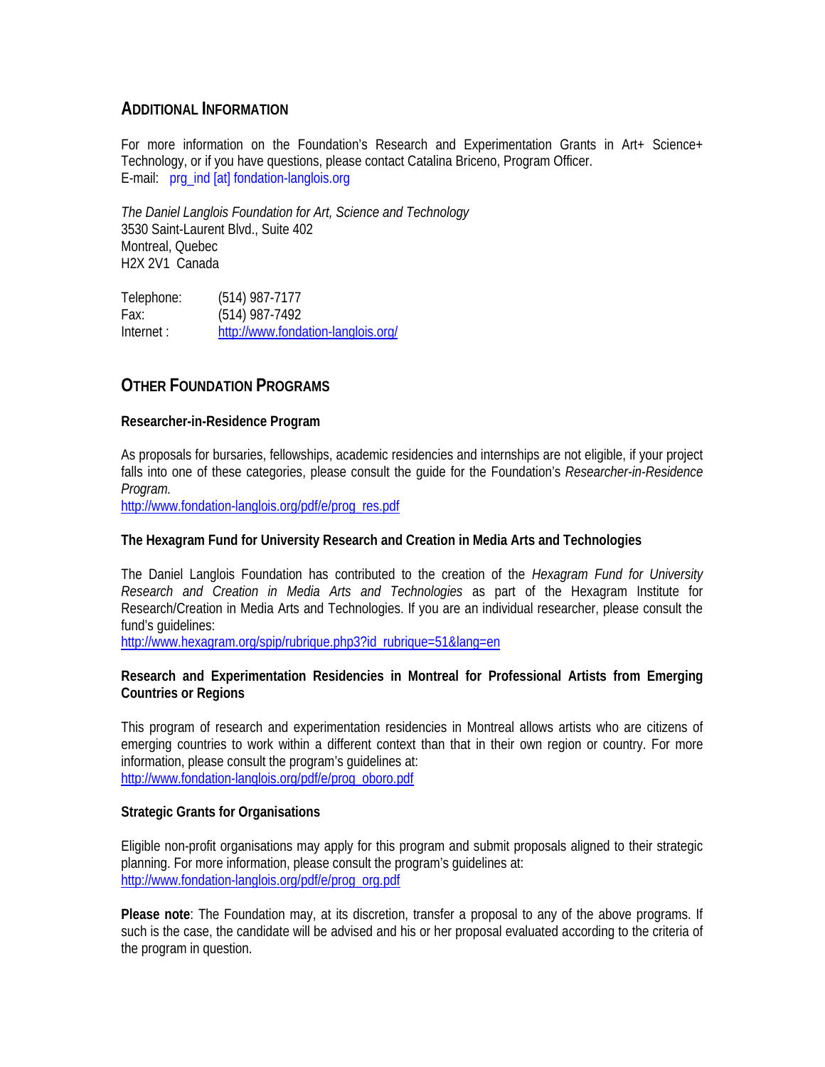## ADDITIONAL INFORMATION

For more information on the Foundation's Research and Experimentation Grants in Art+ Science+ Technology, or if you have questions, please contact Catalina Briceno, Program Officer.
E-mail: prg_ind [at] fondation-langlois.org

*The Daniel Langlois Foundation for Art, Science and Technology*
3530 Saint-Laurent Blvd., Suite 402
Montreal, Quebec
H2X 2V1 Canada

| | |
|---|---|
| Telephone: | (514) 987-7177 |
| Fax: | (514) 987-7492 |
| Internet : | http://www.fondation-langlois.org/ |

## OTHER FOUNDATION PROGRAMS

**Researcher-in-Residence Program**

As proposals for bursaries, fellowships, academic residencies and internships are not eligible, if your project falls into one of these categories, please consult the guide for the Foundation's *Researcher-in-Residence Program.*
http://www.fondation-langlois.org/pdf/e/prog_res.pdf

**The Hexagram Fund for University Research and Creation in Media Arts and Technologies**

The Daniel Langlois Foundation has contributed to the creation of the *Hexagram Fund for University Research and Creation in Media Arts and Technologies* as part of the Hexagram Institute for Research/Creation in Media Arts and Technologies. If you are an individual researcher, please consult the fund's guidelines:
http://www.hexagram.org/spip/rubrique.php3?id_rubrique=51&lang=en

**Research and Experimentation Residencies in Montreal for Professional Artists from Emerging Countries or Regions**

This program of research and experimentation residencies in Montreal allows artists who are citizens of emerging countries to work within a different context than that in their own region or country. For more information, please consult the program's guidelines at:
http://www.fondation-langlois.org/pdf/e/prog_oboro.pdf

**Strategic Grants for Organisations**

Eligible non-profit organisations may apply for this program and submit proposals aligned to their strategic planning. For more information, please consult the program's guidelines at:
http://www.fondation-langlois.org/pdf/e/prog_org.pdf

**Please note**: The Foundation may, at its discretion, transfer a proposal to any of the above programs. If such is the case, the candidate will be advised and his or her proposal evaluated according to the criteria of the program in question.